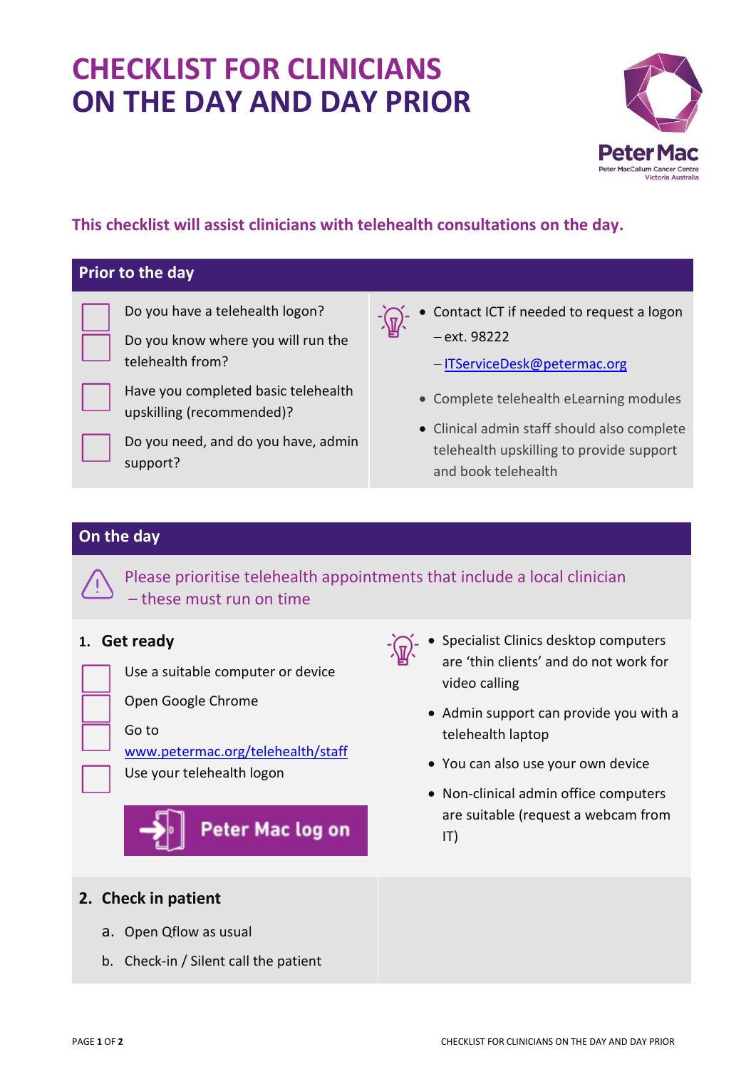# CHECKLIST FOR CLINICIANS
# ON THE DAY AND DAY PRIOR

**This checklist will assist clinicians with telehealth consultations on the day.**

## Prior to the day

- [ ] Do you have a telehealth logon?
- [ ] Do you know where you will run the telehealth from?
- [ ] Have you completed basic telehealth upskilling (recommended)?
- [ ] Do you need, and do you have, admin support?

- Contact ICT if needed to request a logon
  - – ext. 98222
  - – ITServiceDesk@petermac.org
- Complete telehealth eLearning modules
- Clinical admin staff should also complete telehealth upskilling to provide support and book telehealth

## On the day

Please prioritise telehealth appointments that include a local clinician – these must run on time

### 1. Get ready

- [ ] Use a suitable computer or device
- [ ] Open Google Chrome
- [ ] Go to www.petermac.org/telehealth/staff
- [ ] Use your telehealth logon

**Peter Mac log on**

- Specialist Clinics desktop computers are 'thin clients' and do not work for video calling
- Admin support can provide you with a telehealth laptop
- You can also use your own device
- Non-clinical admin office computers are suitable (request a webcam from IT)

### 2. Check in patient

a. Open Qflow as usual

b. Check-in / Silent call the patient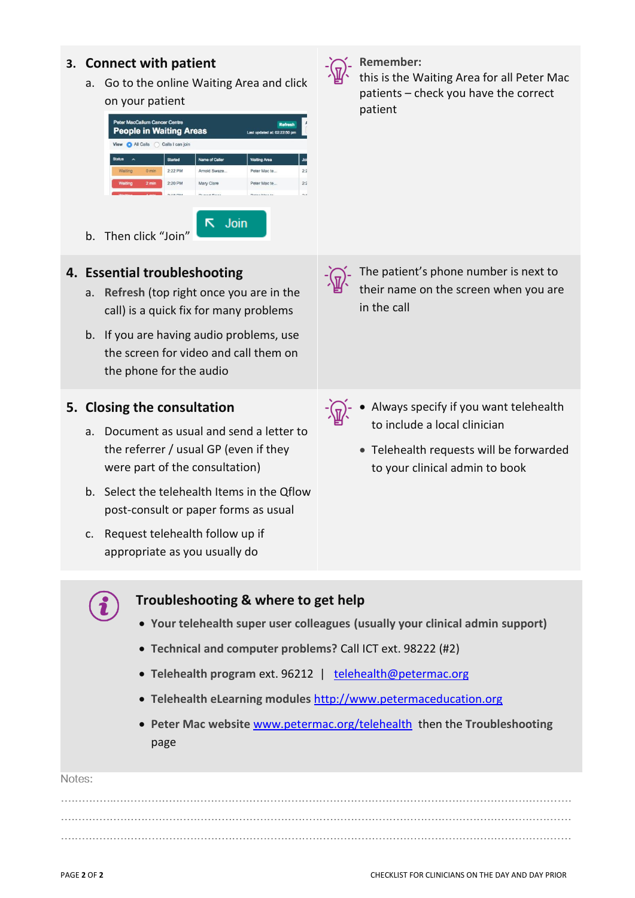## 3. Connect with patient

a. Go to the online Waiting Area and click on your patient

b. Then click "Join"

**Remember:**
this is the Waiting Area for all Peter Mac patients – check you have the correct patient

## 4. Essential troubleshooting

a. **Refresh** (top right once you are in the call) is a quick fix for many problems

b. If you are having audio problems, use the screen for video and call them on the phone for the audio

The patient's phone number is next to their name on the screen when you are in the call

## 5. Closing the consultation

a. Document as usual and send a letter to the referrer / usual GP (even if they were part of the consultation)

b. Select the telehealth Items in the Qflow post-consult or paper forms as usual

c. Request telehealth follow up if appropriate as you usually do

- Always specify if you want telehealth to include a local clinician
- Telehealth requests will be forwarded to your clinical admin to book

## Troubleshooting & where to get help

- **Your telehealth super user colleagues (usually your clinical admin support)**
- **Technical and computer problems?** Call ICT ext. 98222 (#2)
- **Telehealth program** ext. 96212 | telehealth@petermac.org
- **Telehealth eLearning modules** http://www.petermaceducation.org
- **Peter Mac website** www.petermac.org/telehealth then the **Troubleshooting** page

Notes:

........................................................................................................................................

........................................................................................................................................

........................................................................................................................................